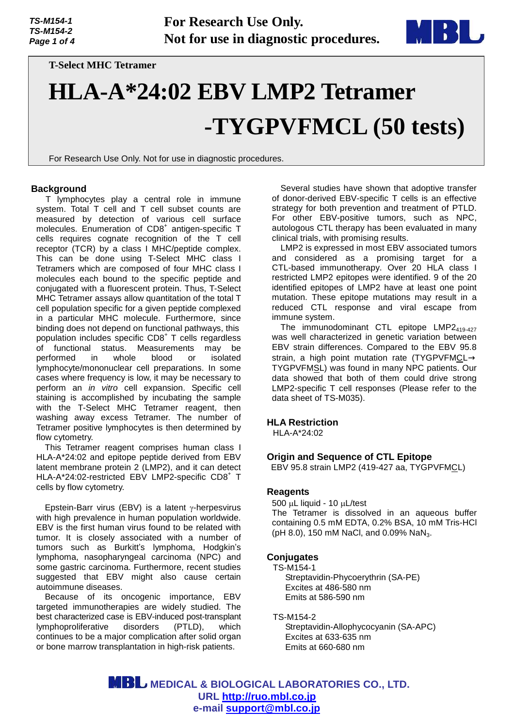**For Research Use Only.**
**Not for use in diagnostic procedures.**

**T-Select MHC Tetramer**

# HLA-A*24:02 EBV LMP2 Tetramer -TYGPVFMCL (50 tests)

For Research Use Only. Not for use in diagnostic procedures.

## Background

T lymphocytes play a central role in immune system. Total T cell and T cell subset counts are measured by detection of various cell surface molecules. Enumeration of $CD8^+$ antigen-specific T cells requires cognate recognition of the T cell receptor (TCR) by a class I MHC/peptide complex. This can be done using T-Select MHC class I Tetramers which are composed of four MHC class I molecules each bound to the specific peptide and conjugated with a fluorescent protein. Thus, T-Select MHC Tetramer assays allow quantitation of the total T cell population specific for a given peptide complexed in a particular MHC molecule. Furthermore, since binding does not depend on functional pathways, this population includes specific $CD8^+$ T cells regardless of functional status. Measurements may be performed in whole blood or isolated lymphocyte/mononuclear cell preparations. In some cases where frequency is low, it may be necessary to perform an *in vitro* cell expansion. Specific cell staining is accomplished by incubating the sample with the T-Select MHC Tetramer reagent, then washing away excess Tetramer. The number of Tetramer positive lymphocytes is then determined by flow cytometry.

This Tetramer reagent comprises human class I HLA-A*24:02 and epitope peptide derived from EBV latent membrane protein 2 (LMP2), and it can detect HLA-A*24:02-restricted EBV LMP2-specific $CD8^+$ T cells by flow cytometry.

Epstein-Barr virus (EBV) is a latent γ-herpesvirus with high prevalence in human population worldwide. EBV is the first human virus found to be related with tumor. It is closely associated with a number of tumors such as Burkitt's lymphoma, Hodgkin's lymphoma, nasopharyngeal carcinoma (NPC) and some gastric carcinoma. Furthermore, recent studies suggested that EBV might also cause certain autoimmune diseases.

Because of its oncogenic importance, EBV targeted immunotherapies are widely studied. The best characterized case is EBV-induced post-transplant lymphoproliferative disorders (PTLD), which continues to be a major complication after solid organ or bone marrow transplantation in high-risk patients.

Several studies have shown that adoptive transfer of donor-derived EBV-specific T cells is an effective strategy for both prevention and treatment of PTLD. For other EBV-positive tumors, such as NPC, autologous CTL therapy has been evaluated in many clinical trials, with promising results.

LMP2 is expressed in most EBV associated tumors and considered as a promising target for a CTL-based immunotherapy. Over 20 HLA class I restricted LMP2 epitopes were identified. 9 of the 20 identified epitopes of LMP2 have at least one point mutation. These epitope mutations may result in a reduced CTL response and viral escape from immune system.

The immunodominant CTL epitope $LMP2_{419\text{-}427}$ was well characterized in genetic variation between EBV strain differences. Compared to the EBV 95.8 strain, a high point mutation rate (TYGPVFMCL→TYGPVFMSL) was found in many NPC patients. Our data showed that both of them could drive strong LMP2-specific T cell responses (Please refer to the data sheet of TS-M035).

## HLA Restriction

HLA-A*24:02

## Origin and Sequence of CTL Epitope

EBV 95.8 strain LMP2 (419-427 aa, TYGPVFMCL)

## Reagents

500 μL liquid - 10 μL/test

The Tetramer is dissolved in an aqueous buffer containing 0.5 mM EDTA, 0.2% BSA, 10 mM Tris-HCl (pH 8.0), 150 mM NaCl, and 0.09% $NaN_3$.

## Conjugates

TS-M154-1
- Streptavidin-Phycoerythrin (SA-PE)
- Excites at 486-580 nm
- Emits at 586-590 nm

TS-M154-2
- Streptavidin-Allophycocyanin (SA-APC)
- Excites at 633-635 nm
- Emits at 660-680 nm

**MEDICAL & BIOLOGICAL LABORATORIES CO., LTD.**
**URL http://ruo.mbl.co.jp**
**e-mail support@mbl.co.jp**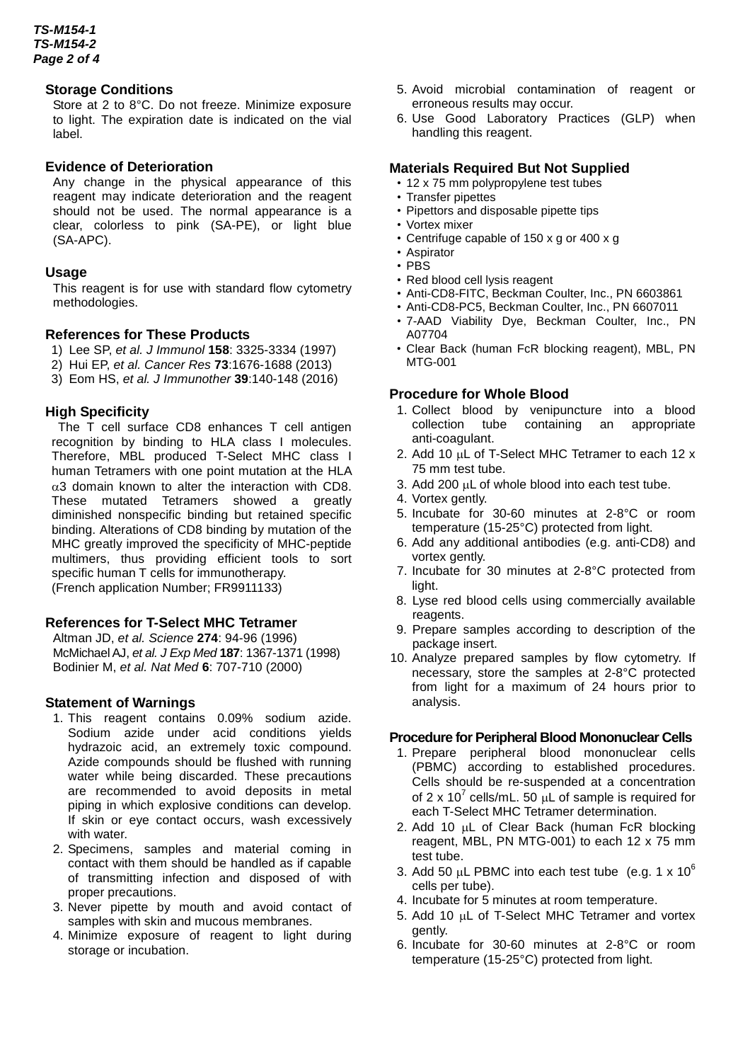## Storage Conditions

Store at 2 to 8°C. Do not freeze. Minimize exposure to light. The expiration date is indicated on the vial label.

## Evidence of Deterioration

Any change in the physical appearance of this reagent may indicate deterioration and the reagent should not be used. The normal appearance is a clear, colorless to pink (SA-PE), or light blue (SA-APC).

## Usage

This reagent is for use with standard flow cytometry methodologies.

## References for These Products

1) Lee SP, *et al. J Immunol* **158**: 3325-3334 (1997)
2) Hui EP, *et al. Cancer Res* **73**:1676-1688 (2013)
3) Eom HS, *et al. J Immunother* **39**:140-148 (2016)

## High Specificity

The T cell surface CD8 enhances T cell antigen recognition by binding to HLA class I molecules. Therefore, MBL produced T-Select MHC class I human Tetramers with one point mutation at the HLA $\alpha$3 domain known to alter the interaction with CD8. These mutated Tetramers showed a greatly diminished nonspecific binding but retained specific binding. Alterations of CD8 binding by mutation of the MHC greatly improved the specificity of MHC-peptide multimers, thus providing efficient tools to sort specific human T cells for immunotherapy.
(French application Number; FR9911133)

## References for T-Select MHC Tetramer

Altman JD, *et al. Science* **274**: 94-96 (1996)
McMichael AJ, *et al. J Exp Med* **187**: 1367-1371 (1998)
Bodinier M, *et al. Nat Med* **6**: 707-710 (2000)

## Statement of Warnings

1. This reagent contains 0.09% sodium azide. Sodium azide under acid conditions yields hydrazoic acid, an extremely toxic compound. Azide compounds should be flushed with running water while being discarded. These precautions are recommended to avoid deposits in metal piping in which explosive conditions can develop. If skin or eye contact occurs, wash excessively with water.
2. Specimens, samples and material coming in contact with them should be handled as if capable of transmitting infection and disposed of with proper precautions.
3. Never pipette by mouth and avoid contact of samples with skin and mucous membranes.
4. Minimize exposure of reagent to light during storage or incubation.
5. Avoid microbial contamination of reagent or erroneous results may occur.
6. Use Good Laboratory Practices (GLP) when handling this reagent.

## Materials Required But Not Supplied

- 12 x 75 mm polypropylene test tubes
- Transfer pipettes
- Pipettors and disposable pipette tips
- Vortex mixer
- Centrifuge capable of 150 x g or 400 x g
- Aspirator
- PBS
- Red blood cell lysis reagent
- Anti-CD8-FITC, Beckman Coulter, Inc., PN 6603861
- Anti-CD8-PC5, Beckman Coulter, Inc., PN 6607011
- 7-AAD Viability Dye, Beckman Coulter, Inc., PN A07704
- Clear Back (human FcR blocking reagent), MBL, PN MTG-001

## Procedure for Whole Blood

1. Collect blood by venipuncture into a blood collection tube containing an appropriate anti-coagulant.
2. Add 10 $\mu$L of T-Select MHC Tetramer to each 12 x 75 mm test tube.
3. Add 200 $\mu$L of whole blood into each test tube.
4. Vortex gently.
5. Incubate for 30-60 minutes at 2-8°C or room temperature (15-25°C) protected from light.
6. Add any additional antibodies (e.g. anti-CD8) and vortex gently.
7. Incubate for 30 minutes at 2-8°C protected from light.
8. Lyse red blood cells using commercially available reagents.
9. Prepare samples according to description of the package insert.
10. Analyze prepared samples by flow cytometry. If necessary, store the samples at 2-8°C protected from light for a maximum of 24 hours prior to analysis.

## Procedure for Peripheral Blood Mononuclear Cells

1. Prepare peripheral blood mononuclear cells (PBMC) according to established procedures. Cells should be re-suspended at a concentration of $2 \times 10^7$ cells/mL. 50 $\mu$L of sample is required for each T-Select MHC Tetramer determination.
2. Add 10 $\mu$L of Clear Back (human FcR blocking reagent, MBL, PN MTG-001) to each 12 x 75 mm test tube.
3. Add 50 $\mu$L PBMC into each test tube (e.g. $1 \times 10^6$ cells per tube).
4. Incubate for 5 minutes at room temperature.
5. Add 10 $\mu$L of T-Select MHC Tetramer and vortex gently.
6. Incubate for 30-60 minutes at 2-8°C or room temperature (15-25°C) protected from light.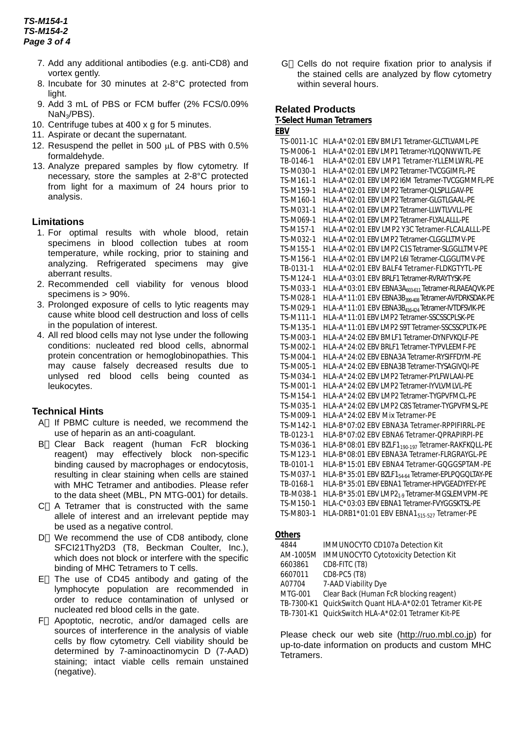7. Add any additional antibodies (e.g. anti-CD8) and vortex gently.
8. Incubate for 30 minutes at 2-8°C protected from light.
9. Add 3 mL of PBS or FCM buffer (2% FCS/0.09% $NaN_3$/PBS).
10. Centrifuge tubes at 400 x g for 5 minutes.
11. Aspirate or decant the supernatant.
12. Resuspend the pellet in 500 μL of PBS with 0.5% formaldehyde.
13. Analyze prepared samples by flow cytometry. If necessary, store the samples at 2-8°C protected from light for a maximum of 24 hours prior to analysis.

## Limitations

1. For optimal results with whole blood, retain specimens in blood collection tubes at room temperature, while rocking, prior to staining and analyzing. Refrigerated specimens may give aberrant results.
2. Recommended cell viability for venous blood specimens is > 90%.
3. Prolonged exposure of cells to lytic reagents may cause white blood cell destruction and loss of cells in the population of interest.
4. All red blood cells may not lyse under the following conditions: nucleated red blood cells, abnormal protein concentration or hemoglobinopathies. This may cause falsely decreased results due to unlysed red blood cells being counted as leukocytes.

## Technical Hints

A）If PBMC culture is needed, we recommend the use of heparin as an anti-coagulant.

B）Clear Back reagent (human FcR blocking reagent) may effectively block non-specific binding caused by macrophages or endocytosis, resulting in clear staining when cells are stained with MHC Tetramer and antibodies. Please refer to the data sheet (MBL, PN MTG-001) for details.

C）A Tetramer that is constructed with the same allele of interest and an irrelevant peptide may be used as a negative control.

D）We recommend the use of CD8 antibody, clone SFCI21Thy2D3 (T8, Beckman Coulter, Inc.), which does not block or interfere with the specific binding of MHC Tetramers to T cells.

E）The use of CD45 antibody and gating of the lymphocyte population are recommended in order to reduce contamination of unlysed or nucleated red blood cells in the gate.

F）Apoptotic, necrotic, and/or damaged cells are sources of interference in the analysis of viable cells by flow cytometry. Cell viability should be determined by 7-aminoactinomycin D (7-AAD) staining; intact viable cells remain unstained (negative).

G）Cells do not require fixation prior to analysis if the stained cells are analyzed by flow cytometry within several hours.

## Related Products

### T-Select Human Tetramers

**EBV**

| | |
|---|---|
| TS-0011-1C | HLA-A*02:01 EBV BMLF1 Tetramer-GLCTLVAML-PE |
| TS-M006-1 | HLA-A*02:01 EBV LMP1 Tetramer-YLQQNWWTL-PE |
| TB-0146-1 | HLA-A*02:01 EBV LMP1 Tetramer-YLLEMLWRL-PE |
| TS-M030-1 | HLA-A*02:01 EBV LMP2 Tetramer-TVCGGIMFL-PE |
| TS-M161-1 | HLA-A*02:01 EBV LMP2 I6M Tetramer-TVCGGMMFL-PE |
| TS-M159-1 | HLA-A*02:01 EBV LMP2 Tetramer-QLSPLLGAV-PE |
| TS-M160-1 | HLA-A*02:01 EBV LMP2 Tetramer-GLGTLGAAL-PE |
| TS-M031-1 | HLA-A*02:01 EBV LMP2 Tetramer-LLWTLVVLL-PE |
| TS-M069-1 | HLA-A*02:01 EBV LMP2 Tetramer-FLYALALLL-PE |
| TS-M157-1 | HLA-A*02:01 EBV LMP2 Y3C Tetramer-FLCALALLL-PE |
| TS-M032-1 | HLA-A*02:01 EBV LMP2 Tetramer-CLGGLLTMV-PE |
| TS-M155-1 | HLA-A*02:01 EBV LMP2 C1S Tetramer-SLGGLLTMV-PE |
| TS-M156-1 | HLA-A*02:01 EBV LMP2 L6I Tetramer-CLGGLITMV-PE |
| TB-0131-1 | HLA-A*02:01 EBV BALF4 Tetramer-FLDKGTYTL-PE |
| TS-M124-1 | HLA-A*03:01 EBV BRLF1 Tetramer-RVRAYTYSK-PE |
| TS-M033-1 | HLA-A*03:01 EBV $EBNA3A_{603-611}$ Tetramer-RLRAEAQVK-PE |
| TS-M028-1 | HLA-A*11:01 EBV $EBNA3B_{399-408}$ Tetramer-AVFDRKSDAK-PE |
| TS-M029-1 | HLA-A*11:01 EBV $EBNA3B_{416-424}$ Tetramer-IVTDFSVIK-PE |
| TS-M111-1 | HLA-A*11:01 EBV LMP2 Tetramer-SSCSSCPLSK-PE |
| TS-M135-1 | HLA-A*11:01 EBV LMP2 S9T Tetramer-SSCSSCPLTK-PE |
| TS-M003-1 | HLA-A*24:02 EBV BMLF1 Tetramer-DYNFVKQLF-PE |
| TS-M002-1 | HLA-A*24:02 EBV BRLF1 Tetramer-TYPVLEEMF-PE |
| TS-M004-1 | HLA-A*24:02 EBV EBNA3A Tetramer-RYSIFFDYM-PE |
| TS-M005-1 | HLA-A*24:02 EBV EBNA3B Tetramer-TYSAGIVQI-PE |
| TS-M034-1 | HLA-A*24:02 EBV LMP2 Tetramer-PYLFWLAAI-PE |
| TS-M001-1 | HLA-A*24:02 EBV LMP2 Tetramer-IYVLVMLVL-PE |
| TS-M154-1 | HLA-A*24:02 EBV LMP2 Tetramer-TYGPVFMCL-PE |
| TS-M035-1 | HLA-A*24:02 EBV LMP2 C8S Tetramer-TYGPVFMSL-PE |
| TS-M009-1 | HLA-A*24:02 EBV Mix Tetramer-PE |
| TS-M142-1 | HLA-B*07:02 EBV EBNA3A Tetramer-RPPIFIRRL-PE |
| TB-0123-1 | HLA-B*07:02 EBV EBNA6 Tetramer-QPRAPIRPI-PE |
| TS-M036-1 | HLA-B*08:01 EBV $BZLF1_{190-197}$ Tetramer-RAKFKQLL-PE |
| TS-M123-1 | HLA-B*08:01 EBV EBNA3A Tetramer-FLRGRAYGL-PE |
| TB-0101-1 | HLA-B*15:01 EBV EBNA4 Tetramer-GQGGSPTAM-PE |
| TS-M037-1 | HLA-B*35:01 EBV $BZLF1_{54-64}$ Tetramer-EPLPQGQLTAY-PE |
| TB-0168-1 | HLA-B*35:01 EBV EBNA1 Tetramer-HPVGEADYFEY-PE |
| TB-M038-1 | HLA-B*35:01 EBV $LMP2_{1-9}$ Tetramer-MGSLEMVPM-PE |
| TS-M150-1 | HLA-C*03:03 EBV EBNA1 Tetramer-FVYGGSKTSL-PE |
| TS-M803-1 | HLA-DRB1*01:01 EBV $EBNA1_{515-527}$ Tetramer-PE |

**Others**

| | |
|---|---|
| 4844 | IMMUNOCYTO CD107a Detection Kit |
| AM-1005M | IMMUNOCYTO Cytotoxicity Detection Kit |
| 6603861 | CD8-FITC (T8) |
| 6607011 | CD8-PC5 (T8) |
| A07704 | 7-AAD Viability Dye |
| MTG-001 | Clear Back (Human FcR blocking reagent) |
| TB-7300-K1 | QuickSwitch Quant HLA-A*02:01 Tetramer Kit-PE |
| TB-7301-K1 | QuickSwitch HLA-A*02:01 Tetramer Kit-PE |

Please check our web site (http://ruo.mbl.co.jp) for up-to-date information on products and custom MHC Tetramers.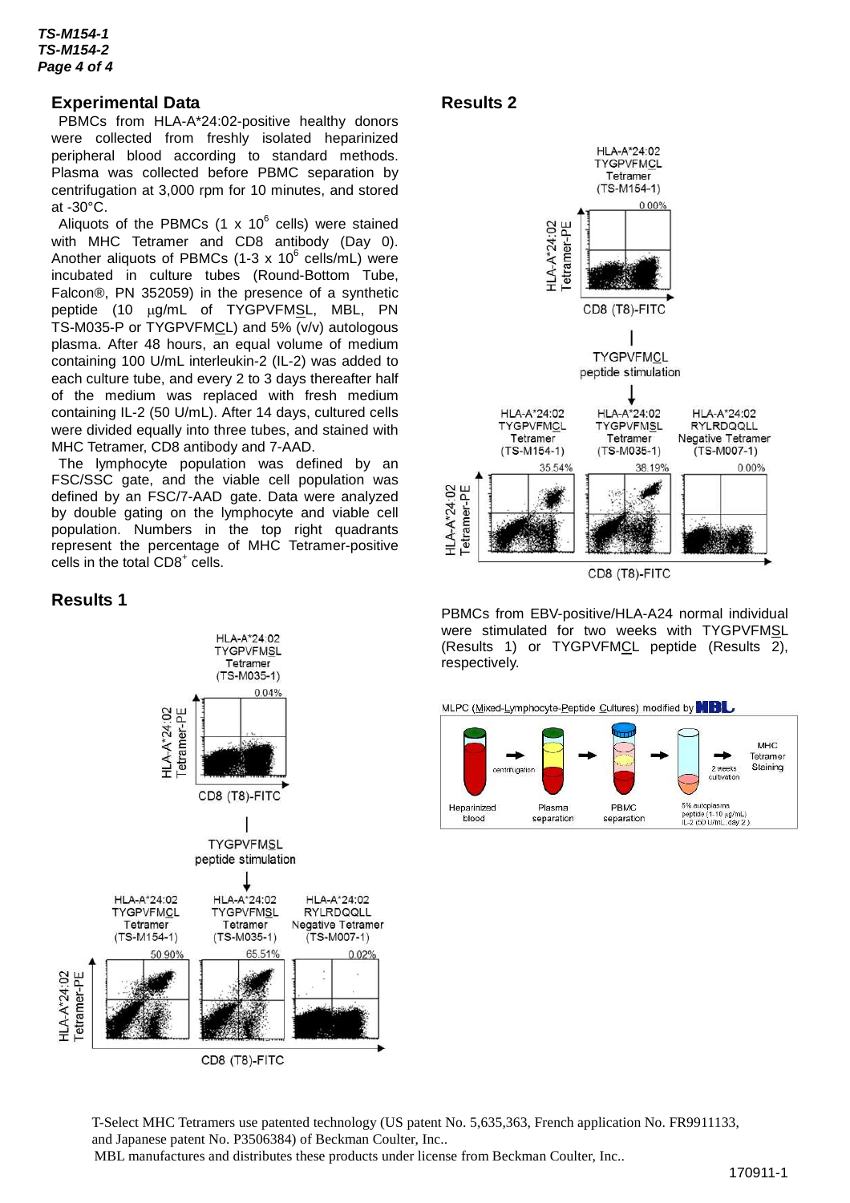## Experimental Data

PBMCs from HLA-A*24:02-positive healthy donors were collected from freshly isolated heparinized peripheral blood according to standard methods. Plasma was collected before PBMC separation by centrifugation at 3,000 rpm for 10 minutes, and stored at -30°C.

Aliquots of the PBMCs (1 x $10^6$ cells) were stained with MHC Tetramer and CD8 antibody (Day 0). Another aliquots of PBMCs (1-3 x $10^6$ cells/mL) were incubated in culture tubes (Round-Bottom Tube, Falcon®, PN 352059) in the presence of a synthetic peptide (10 μg/mL of TYGPVFMSL, MBL, PN TS-M035-P or TYGPVFMCL) and 5% (v/v) autologous plasma. After 48 hours, an equal volume of medium containing 100 U/mL interleukin-2 (IL-2) was added to each culture tube, and every 2 to 3 days thereafter half of the medium was replaced with fresh medium containing IL-2 (50 U/mL). After 14 days, cultured cells were divided equally into three tubes, and stained with MHC Tetramer, CD8 antibody and 7-AAD.

The lymphocyte population was defined by an FSC/SSC gate, and the viable cell population was defined by an FSC/7-AAD gate. Data were analyzed by double gating on the lymphocyte and viable cell population. Numbers in the top right quadrants represent the percentage of MHC Tetramer-positive cells in the total CD8+ cells.

## Results 1

HLA-A*24:02
TYGPVFMSL
Tetramer
(TS-M035-1)
0.04%
HLA-A*24:02 Tetramer-PE
CD8 (T8)-FITC

TYGPVFMSL peptide stimulation

HLA-A*24:02 TYGPVFMCL Tetramer (TS-M154-1) 50.90%
HLA-A*24:02 TYGPVFMSL Tetramer (TS-M035-1) 65.51%
HLA-A*24:02 RYLRDQQLL Negative Tetramer (TS-M007-1) 0.02%
HLA-A*24:02 Tetramer-PE
CD8 (T8)-FITC

## Results 2

HLA-A*24:02
TYGPVFMCL
Tetramer
(TS-M154-1)
0.00%
HLA-A*24:02 Tetramer-PE
CD8 (T8)-FITC

TYGPVFMCL peptide stimulation

HLA-A*24:02 TYGPVFMCL Tetramer (TS-M154-1) 35.54%
HLA-A*24:02 TYGPVFMSL Tetramer (TS-M035-1) 38.19%
HLA-A*24:02 RYLRDQQLL Negative Tetramer (TS-M007-1) 0.00%
HLA-A*24:02 Tetramer-PE
CD8 (T8)-FITC

PBMCs from EBV-positive/HLA-A24 normal individual were stimulated for two weeks with TYGPVFMSL (Results 1) or TYGPVFMCL peptide (Results 2), respectively.

MLPC (Mixed-Lymphocyte-Peptide Cultures) modified by MBL

Heparinized blood → centrifugation → Plasma separation → PBMC separation → 5% autoplasma, peptide (1-10 μg/mL), IL-2 (50 U/mL, day 2) → 2 weeks cultivation → MHC Tetramer Staining

T-Select MHC Tetramers use patented technology (US patent No. 5,635,363, French application No. FR9911133, and Japanese patent No. P3506384) of Beckman Coulter, Inc..
MBL manufactures and distributes these products under license from Beckman Coulter, Inc..

170911-1